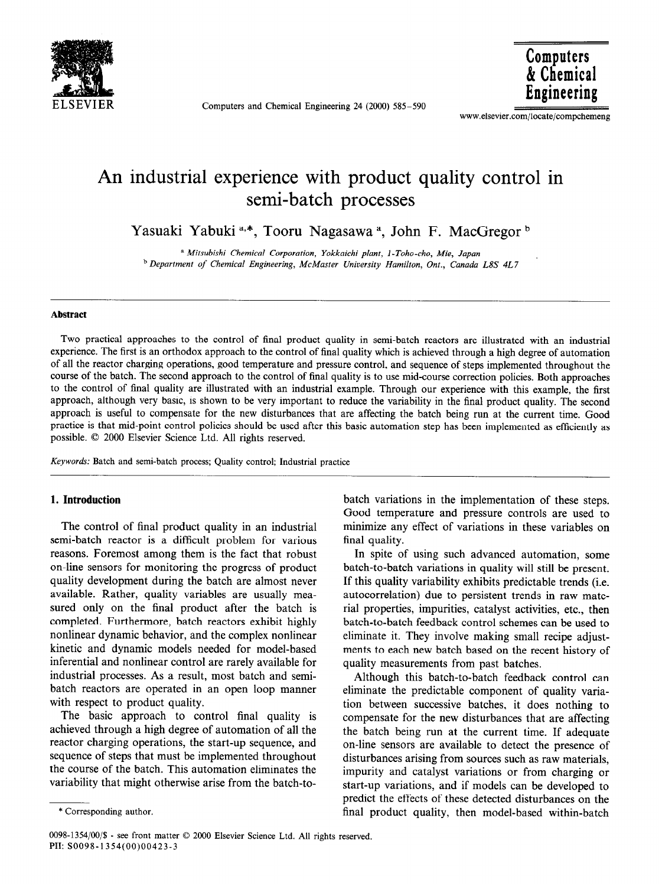# An industrial experience with product quality control in semi-batch processes

Yasuaki Yabuki [a,*], Tooru Nagasawa [a], John F. MacGregor [b]

[a] *Mitsubishi Chemical Corporation, Yokkaichi plant, 1-Toho-cho, Mie, Japan*
[b] *Department of Chemical Engineering, McMaster University Hamilton, Ont., Canada L8S 4L7*

---

## Abstract

Two practical approaches to the control of final product quality in semi-batch reactors are illustrated with an industrial experience. The first is an orthodox approach to the control of final quality which is achieved through a high degree of automation of all the reactor charging operations, good temperature and pressure control, and sequence of steps implemented throughout the course of the batch. The second approach to the control of final quality is to use mid-course correction policies. Both approaches to the control of final quality are illustrated with an industrial example. Through our experience with this example, the first approach, although very basic, is shown to be very important to reduce the variability in the final product quality. The second approach is useful to compensate for the new disturbances that are affecting the batch being run at the current time. Good practice is that mid-point control policies should be used after this basic automation step has been implemented as efficiently as possible. © 2000 Elsevier Science Ltd. All rights reserved.

*Keywords:* Batch and semi-batch process; Quality control; Industrial practice

---

## 1. Introduction

The control of final product quality in an industrial semi-batch reactor is a difficult problem for various reasons. Foremost among them is the fact that robust on-line sensors for monitoring the progress of product quality development during the batch are almost never available. Rather, quality variables are usually measured only on the final product after the batch is completed. Furthermore, batch reactors exhibit highly nonlinear dynamic behavior, and the complex nonlinear kinetic and dynamic models needed for model-based inferential and nonlinear control are rarely available for industrial processes. As a result, most batch and semi-batch reactors are operated in an open loop manner with respect to product quality.

The basic approach to control final quality is achieved through a high degree of automation of all the reactor charging operations, the start-up sequence, and sequence of steps that must be implemented throughout the course of the batch. This automation eliminates the variability that might otherwise arise from the batch-to-batch variations in the implementation of these steps. Good temperature and pressure controls are used to minimize any effect of variations in these variables on final quality.

In spite of using such advanced automation, some batch-to-batch variations in quality will still be present. If this quality variability exhibits predictable trends (i.e. autocorrelation) due to persistent trends in raw material properties, impurities, catalyst activities, etc., then batch-to-batch feedback control schemes can be used to eliminate it. They involve making small recipe adjustments to each new batch based on the recent history of quality measurements from past batches.

Although this batch-to-batch feedback control can eliminate the predictable component of quality variation between successive batches, it does nothing to compensate for the new disturbances that are affecting the batch being run at the current time. If adequate on-line sensors are available to detect the presence of disturbances arising from sources such as raw materials, impurity and catalyst variations or from charging or start-up variations, and if models can be developed to predict the effects of these detected disturbances on the final product quality, then model-based within-batch

\* Corresponding author.

0098-1354/00/$ - see front matter © 2000 Elsevier Science Ltd. All rights reserved.
PII: S0098-1354(00)00423-3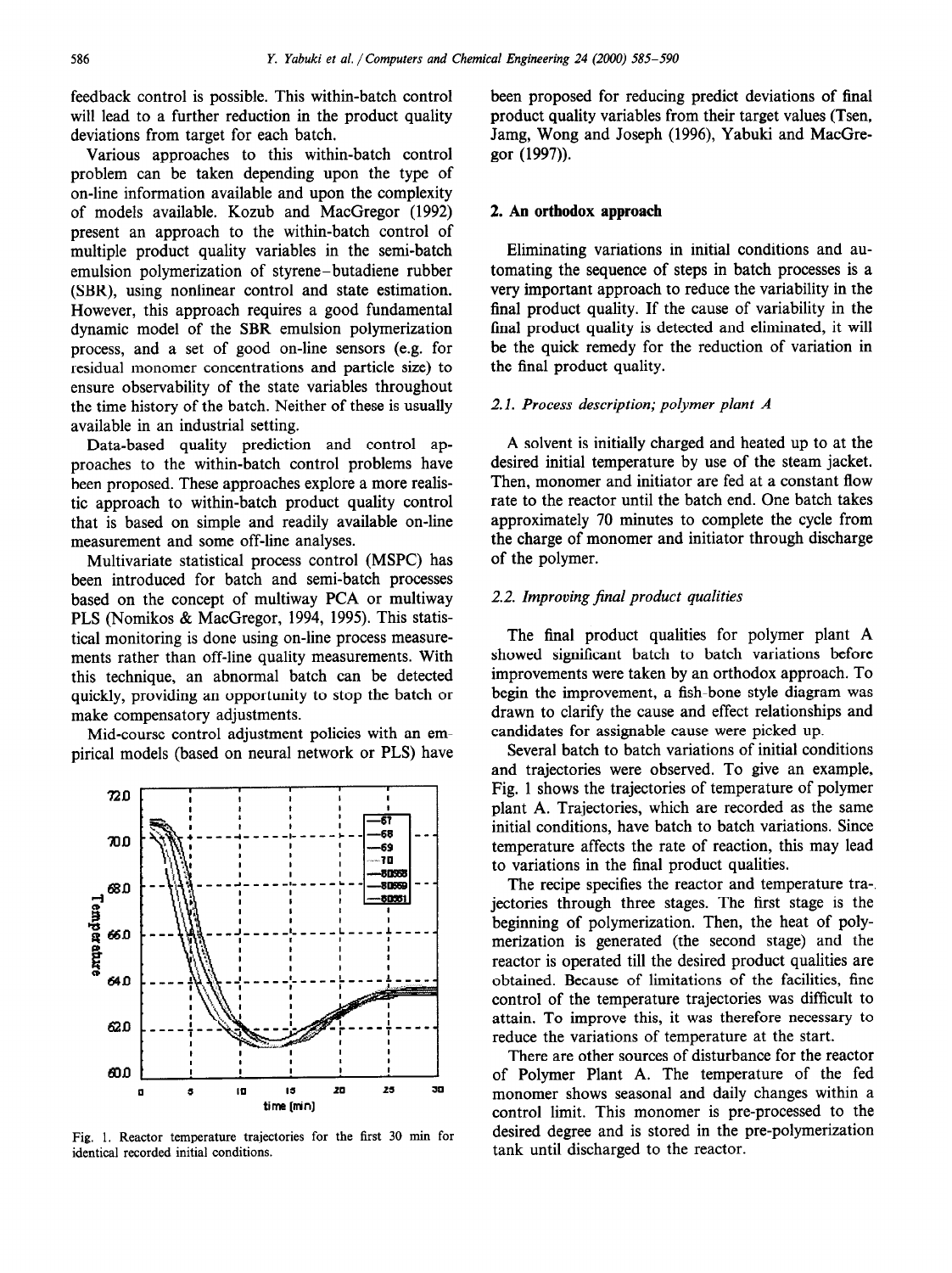feedback control is possible. This within-batch control will lead to a further reduction in the product quality deviations from target for each batch.

Various approaches to this within-batch control problem can be taken depending upon the type of on-line information available and upon the complexity of models available. Kozub and MacGregor (1992) present an approach to the within-batch control of multiple product quality variables in the semi-batch emulsion polymerization of styrene–butadiene rubber (SBR), using nonlinear control and state estimation. However, this approach requires a good fundamental dynamic model of the SBR emulsion polymerization process, and a set of good on-line sensors (e.g. for residual monomer concentrations and particle size) to ensure observability of the state variables throughout the time history of the batch. Neither of these is usually available in an industrial setting.

Data-based quality prediction and control approaches to the within-batch control problems have been proposed. These approaches explore a more realistic approach to within-batch product quality control that is based on simple and readily available on-line measurement and some off-line analyses.

Multivariate statistical process control (MSPC) has been introduced for batch and semi-batch processes based on the concept of multiway PCA or multiway PLS (Nomikos & MacGregor, 1994, 1995). This statistical monitoring is done using on-line process measurements rather than off-line quality measurements. With this technique, an abnormal batch can be detected quickly, providing an opportunity to stop the batch or make compensatory adjustments.

Mid-course control adjustment policies with an empirical models (based on neural network or PLS) have been proposed for reducing predict deviations of final product quality variables from their target values (Tsen, Jamg, Wong and Joseph (1996), Yabuki and MacGregor (1997)).

## 2. An orthodox approach

Eliminating variations in initial conditions and automating the sequence of steps in batch processes is a very important approach to reduce the variability in the final product quality. If the cause of variability in the final product quality is detected and eliminated, it will be the quick remedy for the reduction of variation in the final product quality.

### 2.1. Process description; polymer plant A

A solvent is initially charged and heated up to at the desired initial temperature by use of the steam jacket. Then, monomer and initiator are fed at a constant flow rate to the reactor until the batch end. One batch takes approximately 70 minutes to complete the cycle from the charge of monomer and initiator through discharge of the polymer.

### 2.2. Improving final product qualities

The final product qualities for polymer plant A showed significant batch to batch variations before improvements were taken by an orthodox approach. To begin the improvement, a fish-bone style diagram was drawn to clarify the cause and effect relationships and candidates for assignable cause were picked up.

Several batch to batch variations of initial conditions and trajectories were observed. To give an example, Fig. 1 shows the trajectories of temperature of polymer plant A. Trajectories, which are recorded as the same initial conditions, have batch to batch variations. Since temperature affects the rate of reaction, this may lead to variations in the final product qualities.

The recipe specifies the reactor and temperature trajectories through three stages. The first stage is the beginning of polymerization. Then, the heat of polymerization is generated (the second stage) and the reactor is operated till the desired product qualities are obtained. Because of limitations of the facilities, fine control of the temperature trajectories was difficult to attain. To improve this, it was therefore necessary to reduce the variations of temperature at the start.

There are other sources of disturbance for the reactor of Polymer Plant A. The temperature of the fed monomer shows seasonal and daily changes within a control limit. This monomer is pre-processed to the desired degree and is stored in the pre-polymerization tank until discharged to the reactor.

Temperature
72.0
70.0
68.0
66.0
64.0
62.0
60.0
0 5 10 15 20 25 30
time [min]
67
68
69
70
80558
80559
80561

Fig. 1. Reactor temperature trajectories for the first 30 min for identical recorded initial conditions.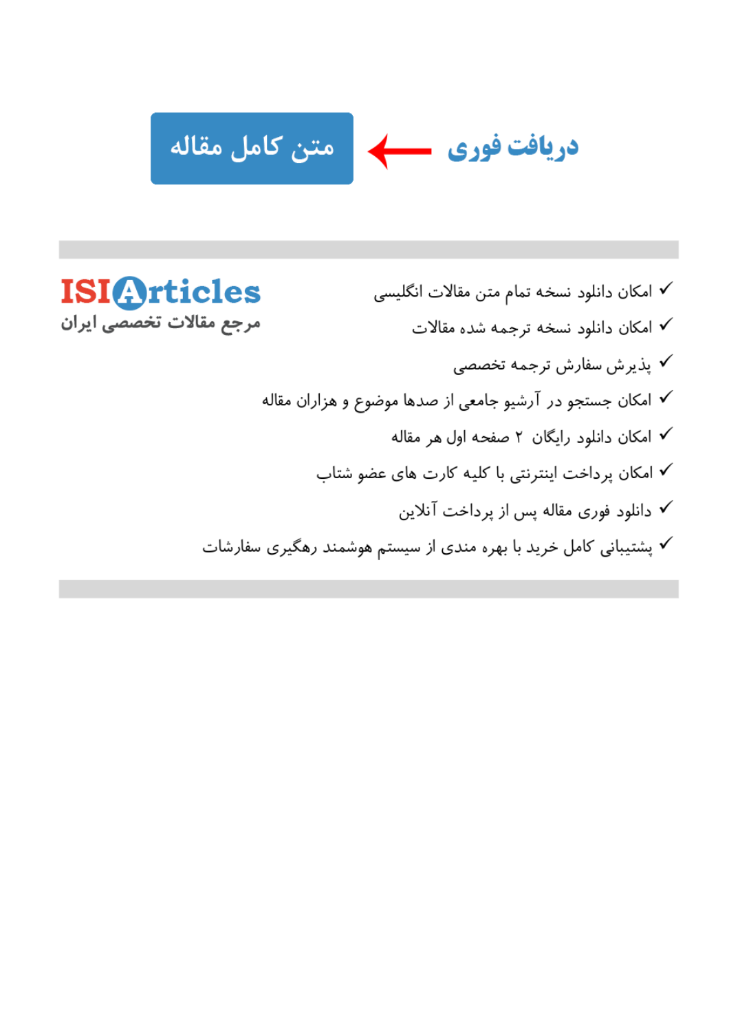دریافت فوری ← **متن کامل مقاله**

**ISIArticles**
مرجع مقالات تخصصی ایران

- ✓ امکان دانلود نسخه تمام متن مقالات انگلیسی
- ✓ امکان دانلود نسخه ترجمه شده مقالات
- ✓ پذیرش سفارش ترجمه تخصصی
- ✓ امکان جستجو در آرشیو جامعی از صدها موضوع و هزاران مقاله
- ✓ امکان دانلود رایگان ۲ صفحه اول هر مقاله
- ✓ امکان پرداخت اینترنتی با کلیه کارت های عضو شتاب
- ✓ دانلود فوری مقاله پس از پرداخت آنلاین
- ✓ پشتیبانی کامل خرید با بهره مندی از سیستم هوشمند رهگیری سفارشات